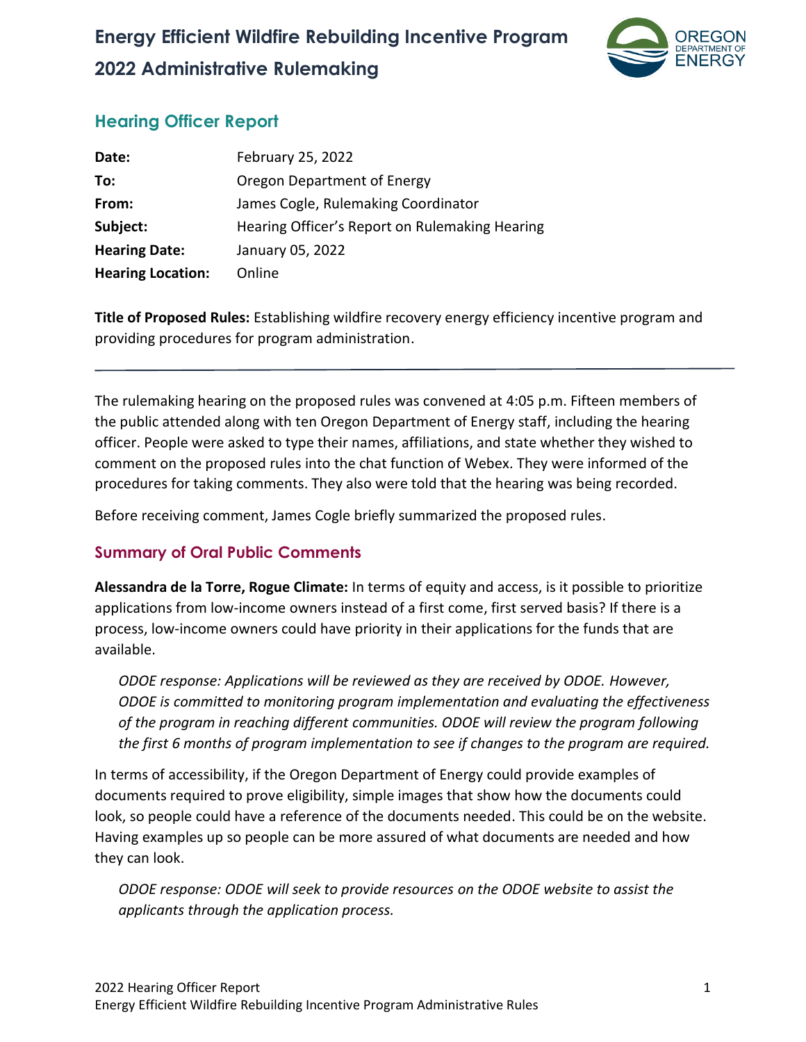# Energy Efficient Wildfire Rebuilding Incentive Program
# 2022 Administrative Rulemaking

## Hearing Officer Report

| | |
|---|---|
| **Date:** | February 25, 2022 |
| **To:** | Oregon Department of Energy |
| **From:** | James Cogle, Rulemaking Coordinator |
| **Subject:** | Hearing Officer's Report on Rulemaking Hearing |
| **Hearing Date:** | January 05, 2022 |
| **Hearing Location:** | Online |

**Title of Proposed Rules:** Establishing wildfire recovery energy efficiency incentive program and providing procedures for program administration.

---

The rulemaking hearing on the proposed rules was convened at 4:05 p.m. Fifteen members of the public attended along with ten Oregon Department of Energy staff, including the hearing officer. People were asked to type their names, affiliations, and state whether they wished to comment on the proposed rules into the chat function of Webex. They were informed of the procedures for taking comments. They also were told that the hearing was being recorded.

Before receiving comment, James Cogle briefly summarized the proposed rules.

### Summary of Oral Public Comments

**Alessandra de la Torre, Rogue Climate:** In terms of equity and access, is it possible to prioritize applications from low-income owners instead of a first come, first served basis? If there is a process, low-income owners could have priority in their applications for the funds that are available.

> *ODOE response: Applications will be reviewed as they are received by ODOE. However, ODOE is committed to monitoring program implementation and evaluating the effectiveness of the program in reaching different communities. ODOE will review the program following the first 6 months of program implementation to see if changes to the program are required.*

In terms of accessibility, if the Oregon Department of Energy could provide examples of documents required to prove eligibility, simple images that show how the documents could look, so people could have a reference of the documents needed. This could be on the website. Having examples up so people can be more assured of what documents are needed and how they can look.

> *ODOE response: ODOE will seek to provide resources on the ODOE website to assist the applicants through the application process.*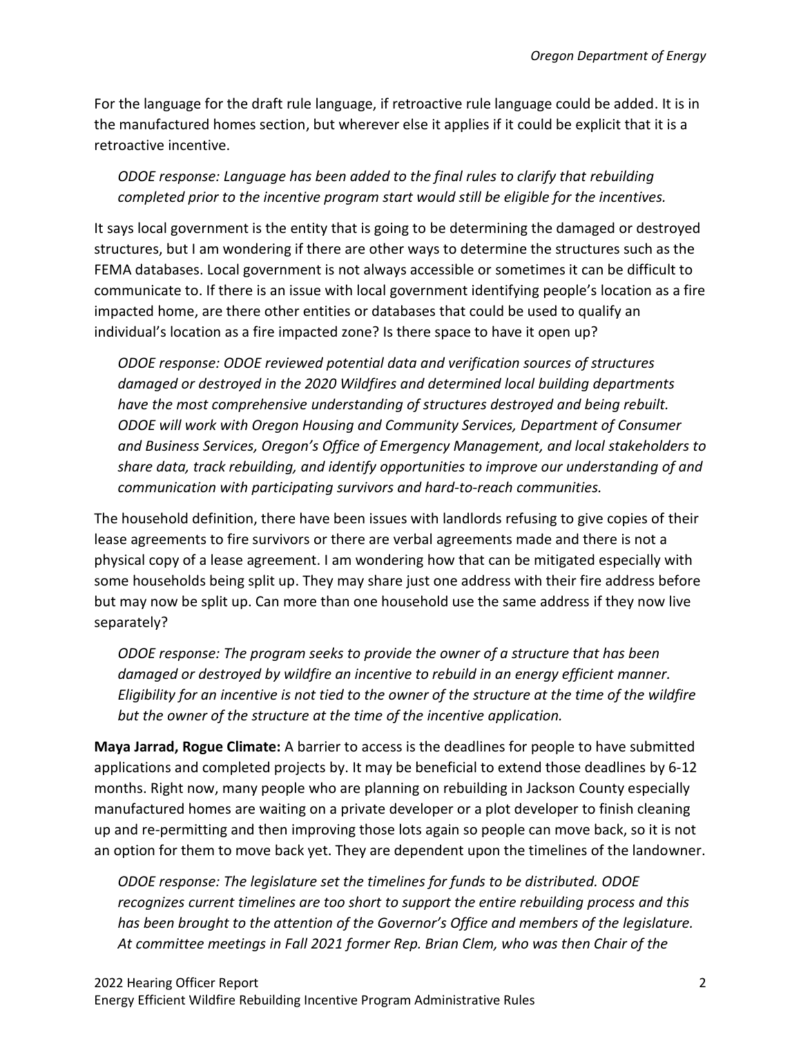For the language for the draft rule language, if retroactive rule language could be added. It is in the manufactured homes section, but wherever else it applies if it could be explicit that it is a retroactive incentive.

*ODOE response: Language has been added to the final rules to clarify that rebuilding completed prior to the incentive program start would still be eligible for the incentives.*

It says local government is the entity that is going to be determining the damaged or destroyed structures, but I am wondering if there are other ways to determine the structures such as the FEMA databases. Local government is not always accessible or sometimes it can be difficult to communicate to. If there is an issue with local government identifying people's location as a fire impacted home, are there other entities or databases that could be used to qualify an individual's location as a fire impacted zone? Is there space to have it open up?

*ODOE response: ODOE reviewed potential data and verification sources of structures damaged or destroyed in the 2020 Wildfires and determined local building departments have the most comprehensive understanding of structures destroyed and being rebuilt. ODOE will work with Oregon Housing and Community Services, Department of Consumer and Business Services, Oregon's Office of Emergency Management, and local stakeholders to share data, track rebuilding, and identify opportunities to improve our understanding of and communication with participating survivors and hard-to-reach communities.*

The household definition, there have been issues with landlords refusing to give copies of their lease agreements to fire survivors or there are verbal agreements made and there is not a physical copy of a lease agreement. I am wondering how that can be mitigated especially with some households being split up. They may share just one address with their fire address before but may now be split up. Can more than one household use the same address if they now live separately?

*ODOE response: The program seeks to provide the owner of a structure that has been damaged or destroyed by wildfire an incentive to rebuild in an energy efficient manner. Eligibility for an incentive is not tied to the owner of the structure at the time of the wildfire but the owner of the structure at the time of the incentive application.*

**Maya Jarrad, Rogue Climate:** A barrier to access is the deadlines for people to have submitted applications and completed projects by. It may be beneficial to extend those deadlines by 6-12 months. Right now, many people who are planning on rebuilding in Jackson County especially manufactured homes are waiting on a private developer or a plot developer to finish cleaning up and re-permitting and then improving those lots again so people can move back, so it is not an option for them to move back yet. They are dependent upon the timelines of the landowner.

*ODOE response: The legislature set the timelines for funds to be distributed. ODOE recognizes current timelines are too short to support the entire rebuilding process and this has been brought to the attention of the Governor's Office and members of the legislature. At committee meetings in Fall 2021 former Rep. Brian Clem, who was then Chair of the*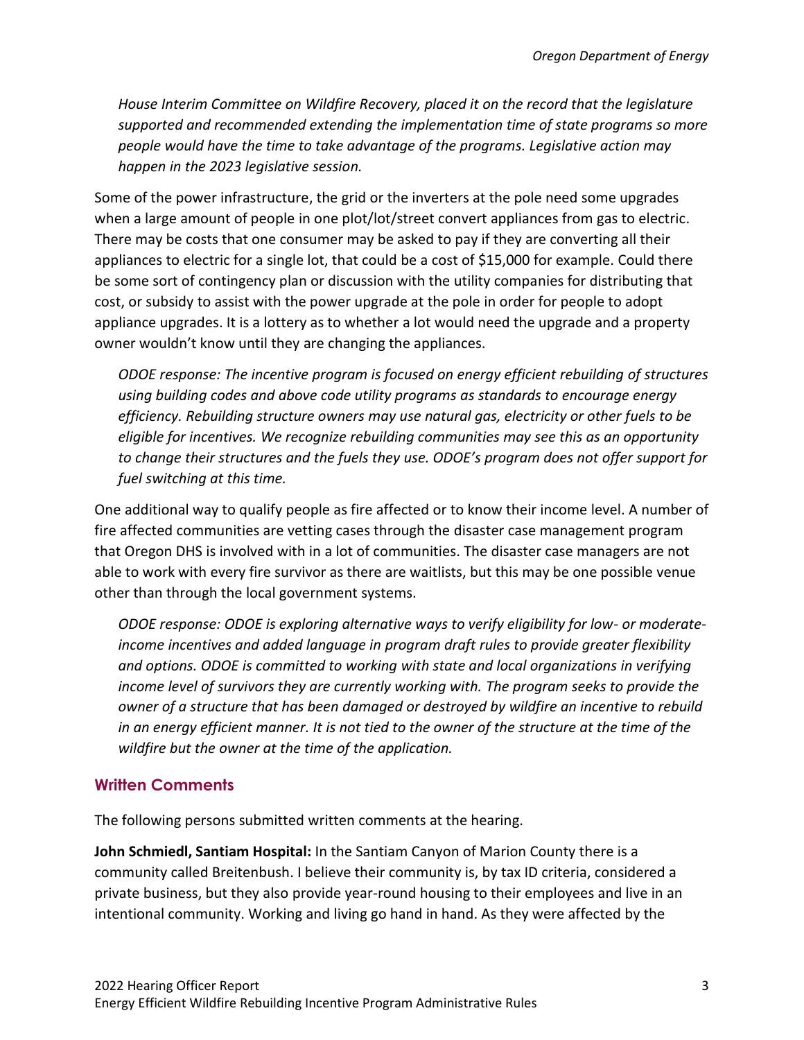*House Interim Committee on Wildfire Recovery, placed it on the record that the legislature supported and recommended extending the implementation time of state programs so more people would have the time to take advantage of the programs. Legislative action may happen in the 2023 legislative session.*

Some of the power infrastructure, the grid or the inverters at the pole need some upgrades when a large amount of people in one plot/lot/street convert appliances from gas to electric. There may be costs that one consumer may be asked to pay if they are converting all their appliances to electric for a single lot, that could be a cost of $15,000 for example. Could there be some sort of contingency plan or discussion with the utility companies for distributing that cost, or subsidy to assist with the power upgrade at the pole in order for people to adopt appliance upgrades. It is a lottery as to whether a lot would need the upgrade and a property owner wouldn't know until they are changing the appliances.

*ODOE response: The incentive program is focused on energy efficient rebuilding of structures using building codes and above code utility programs as standards to encourage energy efficiency. Rebuilding structure owners may use natural gas, electricity or other fuels to be eligible for incentives. We recognize rebuilding communities may see this as an opportunity to change their structures and the fuels they use. ODOE's program does not offer support for fuel switching at this time.*

One additional way to qualify people as fire affected or to know their income level. A number of fire affected communities are vetting cases through the disaster case management program that Oregon DHS is involved with in a lot of communities. The disaster case managers are not able to work with every fire survivor as there are waitlists, but this may be one possible venue other than through the local government systems.

*ODOE response: ODOE is exploring alternative ways to verify eligibility for low- or moderate-income incentives and added language in program draft rules to provide greater flexibility and options. ODOE is committed to working with state and local organizations in verifying income level of survivors they are currently working with. The program seeks to provide the owner of a structure that has been damaged or destroyed by wildfire an incentive to rebuild in an energy efficient manner. It is not tied to the owner of the structure at the time of the wildfire but the owner at the time of the application.*

## Written Comments

The following persons submitted written comments at the hearing.

**John Schmiedl, Santiam Hospital:** In the Santiam Canyon of Marion County there is a community called Breitenbush. I believe their community is, by tax ID criteria, considered a private business, but they also provide year-round housing to their employees and live in an intentional community. Working and living go hand in hand. As they were affected by the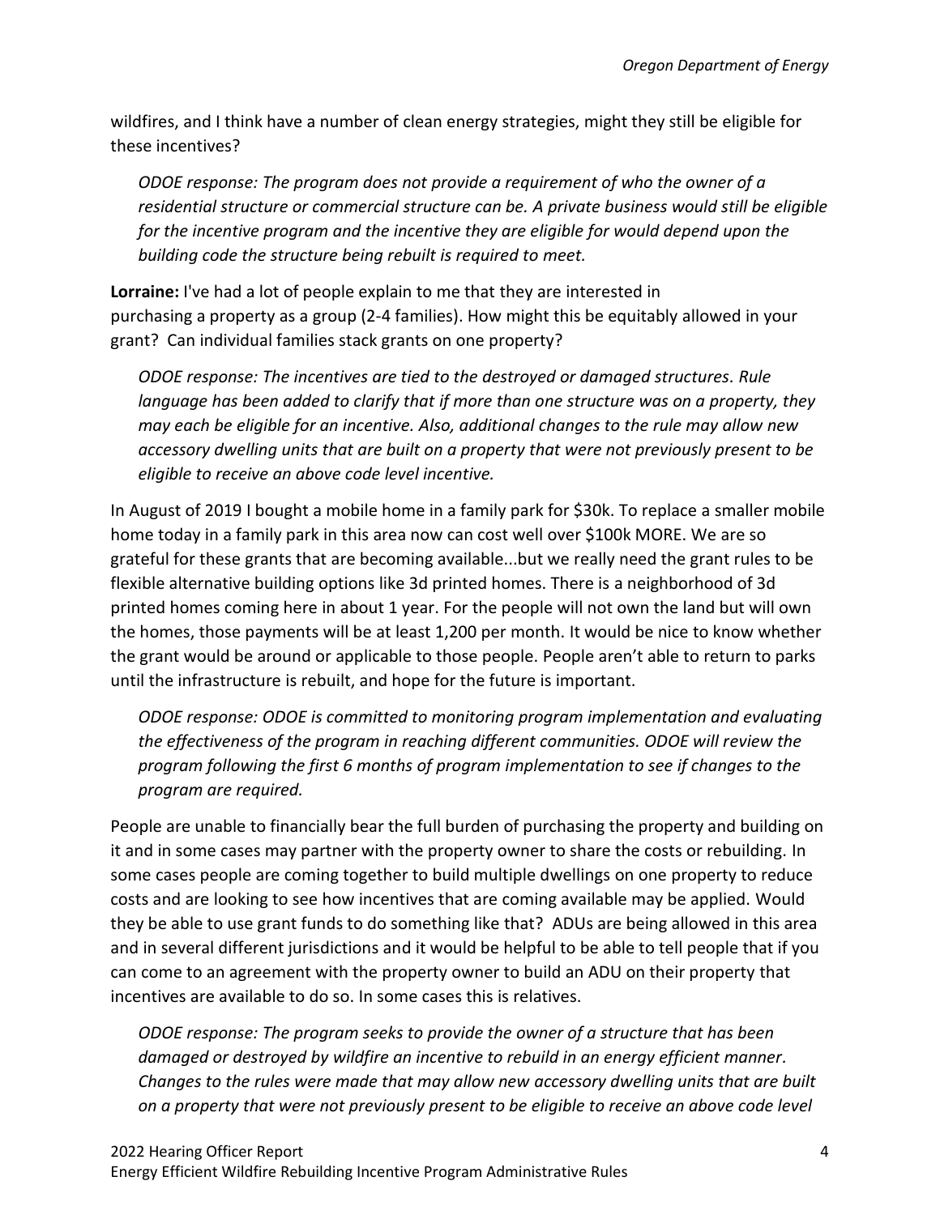wildfires, and I think have a number of clean energy strategies, might they still be eligible for these incentives?

> *ODOE response: The program does not provide a requirement of who the owner of a residential structure or commercial structure can be. A private business would still be eligible for the incentive program and the incentive they are eligible for would depend upon the building code the structure being rebuilt is required to meet.*

**Lorraine:** I've had a lot of people explain to me that they are interested in purchasing a property as a group (2-4 families). How might this be equitably allowed in your grant? Can individual families stack grants on one property?

> *ODOE response: The incentives are tied to the destroyed or damaged structures. Rule language has been added to clarify that if more than one structure was on a property, they may each be eligible for an incentive. Also, additional changes to the rule may allow new accessory dwelling units that are built on a property that were not previously present to be eligible to receive an above code level incentive.*

In August of 2019 I bought a mobile home in a family park for $30k. To replace a smaller mobile home today in a family park in this area now can cost well over $100k MORE. We are so grateful for these grants that are becoming available...but we really need the grant rules to be flexible alternative building options like 3d printed homes. There is a neighborhood of 3d printed homes coming here in about 1 year. For the people will not own the land but will own the homes, those payments will be at least 1,200 per month. It would be nice to know whether the grant would be around or applicable to those people. People aren't able to return to parks until the infrastructure is rebuilt, and hope for the future is important.

> *ODOE response: ODOE is committed to monitoring program implementation and evaluating the effectiveness of the program in reaching different communities. ODOE will review the program following the first 6 months of program implementation to see if changes to the program are required.*

People are unable to financially bear the full burden of purchasing the property and building on it and in some cases may partner with the property owner to share the costs or rebuilding. In some cases people are coming together to build multiple dwellings on one property to reduce costs and are looking to see how incentives that are coming available may be applied. Would they be able to use grant funds to do something like that? ADUs are being allowed in this area and in several different jurisdictions and it would be helpful to be able to tell people that if you can come to an agreement with the property owner to build an ADU on their property that incentives are available to do so. In some cases this is relatives.

> *ODOE response: The program seeks to provide the owner of a structure that has been damaged or destroyed by wildfire an incentive to rebuild in an energy efficient manner. Changes to the rules were made that may allow new accessory dwelling units that are built on a property that were not previously present to be eligible to receive an above code level*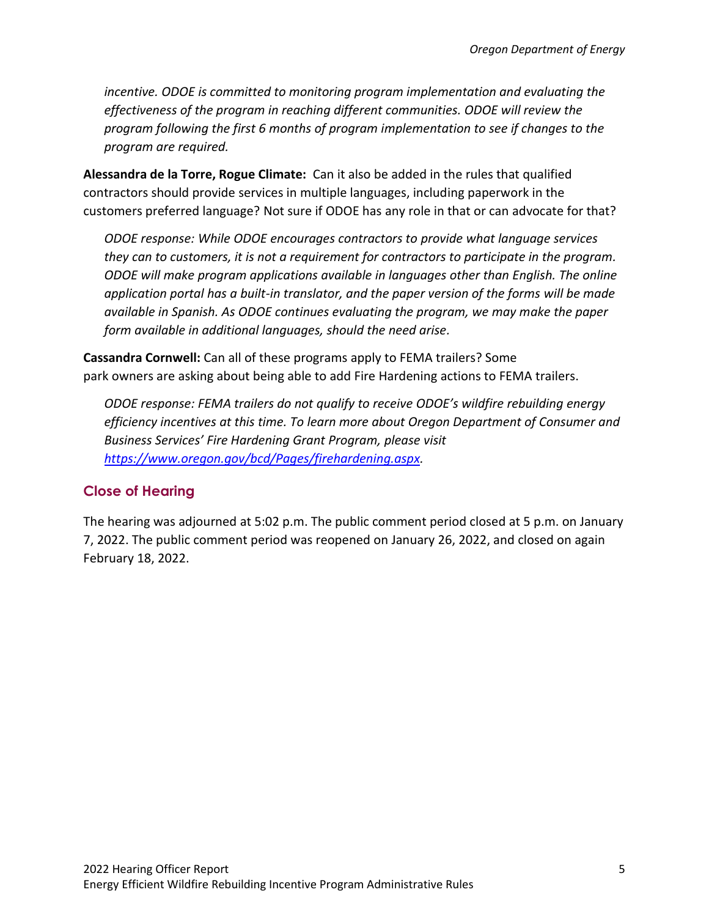*incentive. ODOE is committed to monitoring program implementation and evaluating the effectiveness of the program in reaching different communities. ODOE will review the program following the first 6 months of program implementation to see if changes to the program are required.*

**Alessandra de la Torre, Rogue Climate:** Can it also be added in the rules that qualified contractors should provide services in multiple languages, including paperwork in the customers preferred language? Not sure if ODOE has any role in that or can advocate for that?

*ODOE response: While ODOE encourages contractors to provide what language services they can to customers, it is not a requirement for contractors to participate in the program. ODOE will make program applications available in languages other than English. The online application portal has a built-in translator, and the paper version of the forms will be made available in Spanish. As ODOE continues evaluating the program, we may make the paper form available in additional languages, should the need arise.*

**Cassandra Cornwell:** Can all of these programs apply to FEMA trailers? Some park owners are asking about being able to add Fire Hardening actions to FEMA trailers.

*ODOE response: FEMA trailers do not qualify to receive ODOE's wildfire rebuilding energy efficiency incentives at this time. To learn more about Oregon Department of Consumer and Business Services' Fire Hardening Grant Program, please visit [https://www.oregon.gov/bcd/Pages/firehardening.aspx](https://www.oregon.gov/bcd/Pages/firehardening.aspx).*

## Close of Hearing

The hearing was adjourned at 5:02 p.m. The public comment period closed at 5 p.m. on January 7, 2022. The public comment period was reopened on January 26, 2022, and closed on again February 18, 2022.